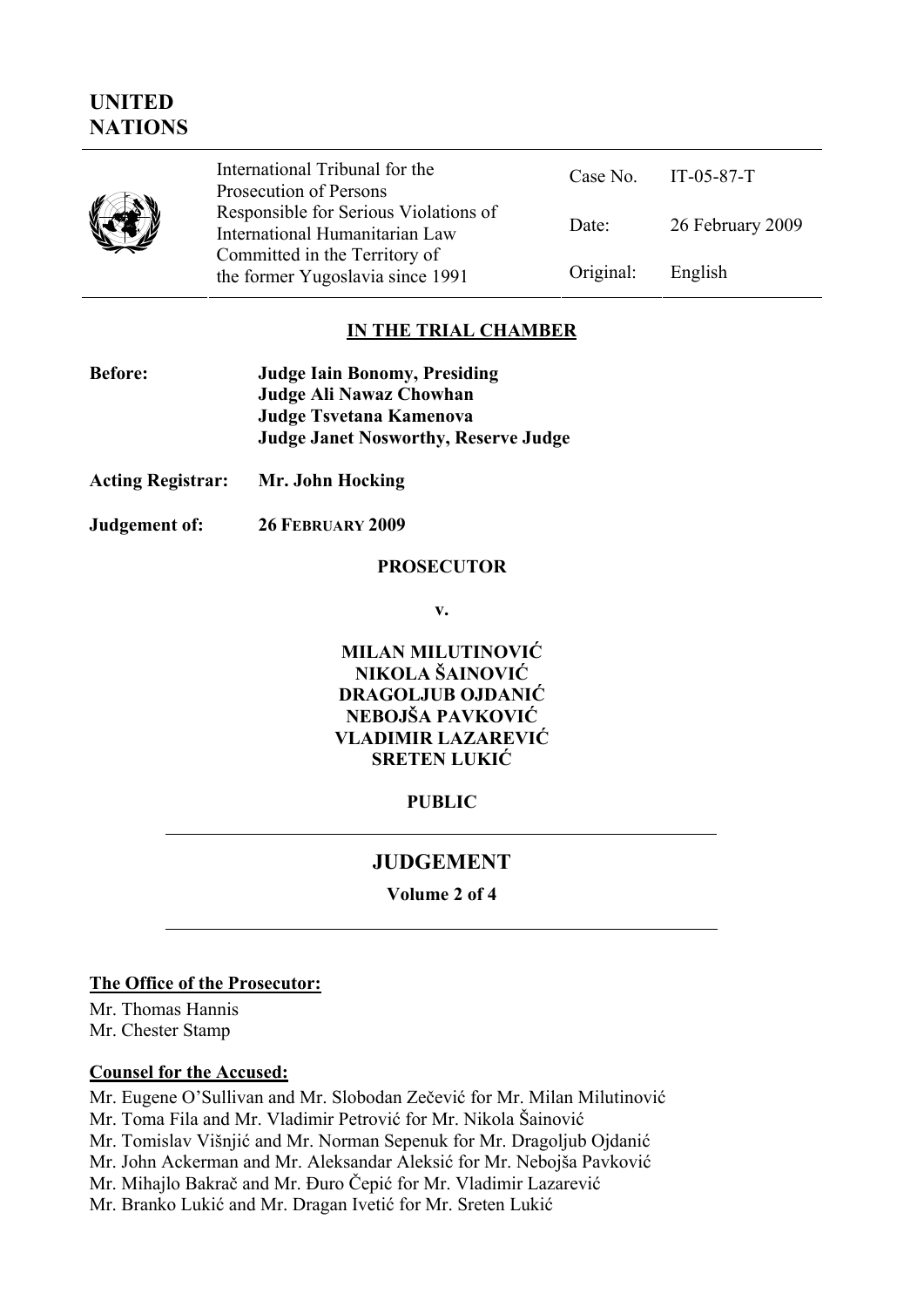# UNITED NATIONS

| International Tribunal for the Prosecution of Persons Responsible for Serious Violations of International Humanitarian Law Committed in the Territory of the former Yugoslavia since 1991 | | |
|---|---|---|
| | Case No. | IT-05-87-T |
| | Date: | 26 February 2009 |
| | Original: | English |

## IN THE TRIAL CHAMBER

**Before:** **Judge Iain Bonomy, Presiding**
**Judge Ali Nawaz Chowhan**
**Judge Tsvetana Kamenova**
**Judge Janet Nosworthy, Reserve Judge**

**Acting Registrar:** **Mr. John Hocking**

**Judgement of:** **26 FEBRUARY 2009**

**PROSECUTOR**

**v.**

**MILAN MILUTINOVIĆ**
**NIKOLA ŠAINOVIĆ**
**DRAGOLJUB OJDANIĆ**
**NEBOJŠA PAVKOVIĆ**
**VLADIMIR LAZAREVIĆ**
**SRETEN LUKIĆ**

**PUBLIC**

## JUDGEMENT

**Volume 2 of 4**

**The Office of the Prosecutor:**

Mr. Thomas Hannis
Mr. Chester Stamp

**Counsel for the Accused:**

Mr. Eugene O'Sullivan and Mr. Slobodan Zečević for Mr. Milan Milutinović
Mr. Toma Fila and Mr. Vladimir Petrović for Mr. Nikola Šainović
Mr. Tomislav Višnjić and Mr. Norman Sepenuk for Mr. Dragoljub Ojdanić
Mr. John Ackerman and Mr. Aleksandar Aleksić for Mr. Nebojša Pavković
Mr. Mihajlo Bakrač and Mr. Đuro Čepić for Mr. Vladimir Lazarević
Mr. Branko Lukić and Mr. Dragan Ivetić for Mr. Sreten Lukić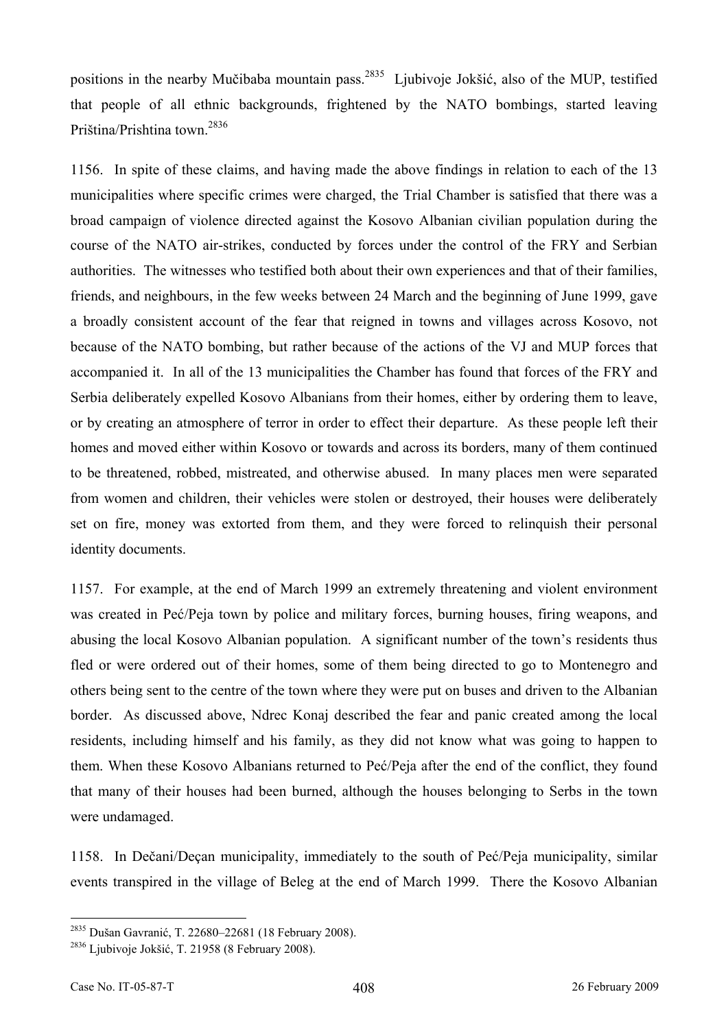positions in the nearby Mučibaba mountain pass.[2835] Ljubivoje Jokšić, also of the MUP, testified that people of all ethnic backgrounds, frightened by the NATO bombings, started leaving Priština/Prishtina town.[2836]

1156. In spite of these claims, and having made the above findings in relation to each of the 13 municipalities where specific crimes were charged, the Trial Chamber is satisfied that there was a broad campaign of violence directed against the Kosovo Albanian civilian population during the course of the NATO air-strikes, conducted by forces under the control of the FRY and Serbian authorities. The witnesses who testified both about their own experiences and that of their families, friends, and neighbours, in the few weeks between 24 March and the beginning of June 1999, gave a broadly consistent account of the fear that reigned in towns and villages across Kosovo, not because of the NATO bombing, but rather because of the actions of the VJ and MUP forces that accompanied it. In all of the 13 municipalities the Chamber has found that forces of the FRY and Serbia deliberately expelled Kosovo Albanians from their homes, either by ordering them to leave, or by creating an atmosphere of terror in order to effect their departure. As these people left their homes and moved either within Kosovo or towards and across its borders, many of them continued to be threatened, robbed, mistreated, and otherwise abused. In many places men were separated from women and children, their vehicles were stolen or destroyed, their houses were deliberately set on fire, money was extorted from them, and they were forced to relinquish their personal identity documents.

1157. For example, at the end of March 1999 an extremely threatening and violent environment was created in Peć/Peja town by police and military forces, burning houses, firing weapons, and abusing the local Kosovo Albanian population. A significant number of the town's residents thus fled or were ordered out of their homes, some of them being directed to go to Montenegro and others being sent to the centre of the town where they were put on buses and driven to the Albanian border. As discussed above, Ndrec Konaj described the fear and panic created among the local residents, including himself and his family, as they did not know what was going to happen to them. When these Kosovo Albanians returned to Peć/Peja after the end of the conflict, they found that many of their houses had been burned, although the houses belonging to Serbs in the town were undamaged.

1158. In Dečani/Deçan municipality, immediately to the south of Peć/Peja municipality, similar events transpired in the village of Beleg at the end of March 1999. There the Kosovo Albanian

---

[2835] Dušan Gavranić, T. 22680–22681 (18 February 2008).

[2836] Ljubivoje Jokšić, T. 21958 (8 February 2008).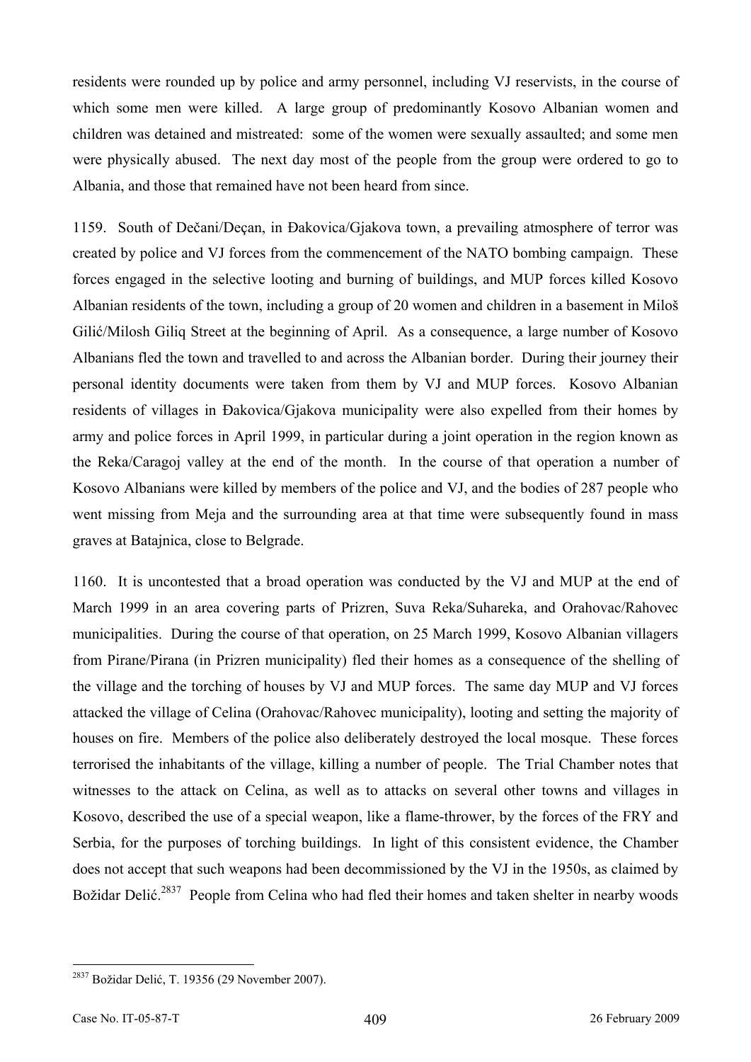residents were rounded up by police and army personnel, including VJ reservists, in the course of which some men were killed. A large group of predominantly Kosovo Albanian women and children was detained and mistreated: some of the women were sexually assaulted; and some men were physically abused. The next day most of the people from the group were ordered to go to Albania, and those that remained have not been heard from since.

1159. South of Dečani/Deçan, in Đakovica/Gjakova town, a prevailing atmosphere of terror was created by police and VJ forces from the commencement of the NATO bombing campaign. These forces engaged in the selective looting and burning of buildings, and MUP forces killed Kosovo Albanian residents of the town, including a group of 20 women and children in a basement in Miloš Gilić/Milosh Giliq Street at the beginning of April. As a consequence, a large number of Kosovo Albanians fled the town and travelled to and across the Albanian border. During their journey their personal identity documents were taken from them by VJ and MUP forces. Kosovo Albanian residents of villages in Đakovica/Gjakova municipality were also expelled from their homes by army and police forces in April 1999, in particular during a joint operation in the region known as the Reka/Caragoj valley at the end of the month. In the course of that operation a number of Kosovo Albanians were killed by members of the police and VJ, and the bodies of 287 people who went missing from Meja and the surrounding area at that time were subsequently found in mass graves at Batajnica, close to Belgrade.

1160. It is uncontested that a broad operation was conducted by the VJ and MUP at the end of March 1999 in an area covering parts of Prizren, Suva Reka/Suhareka, and Orahovac/Rahovec municipalities. During the course of that operation, on 25 March 1999, Kosovo Albanian villagers from Pirane/Pirana (in Prizren municipality) fled their homes as a consequence of the shelling of the village and the torching of houses by VJ and MUP forces. The same day MUP and VJ forces attacked the village of Celina (Orahovac/Rahovec municipality), looting and setting the majority of houses on fire. Members of the police also deliberately destroyed the local mosque. These forces terrorised the inhabitants of the village, killing a number of people. The Trial Chamber notes that witnesses to the attack on Celina, as well as to attacks on several other towns and villages in Kosovo, described the use of a special weapon, like a flame-thrower, by the forces of the FRY and Serbia, for the purposes of torching buildings. In light of this consistent evidence, the Chamber does not accept that such weapons had been decommissioned by the VJ in the 1950s, as claimed by Božidar Delić.[2837] People from Celina who had fled their homes and taken shelter in nearby woods

---

[2837] Božidar Delić, T. 19356 (29 November 2007).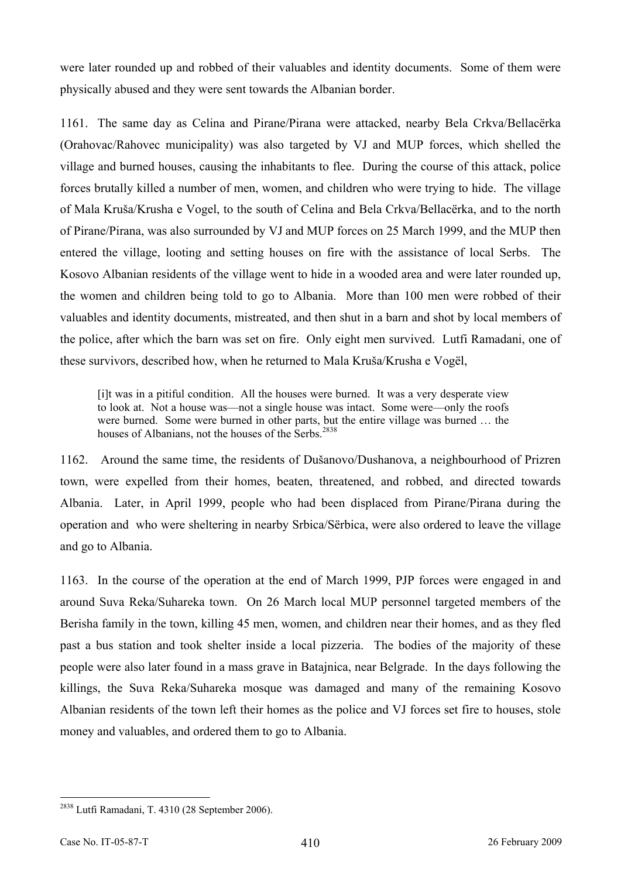were later rounded up and robbed of their valuables and identity documents. Some of them were physically abused and they were sent towards the Albanian border.

1161. The same day as Celina and Pirane/Pirana were attacked, nearby Bela Crkva/Bellacërka (Orahovac/Rahovec municipality) was also targeted by VJ and MUP forces, which shelled the village and burned houses, causing the inhabitants to flee. During the course of this attack, police forces brutally killed a number of men, women, and children who were trying to hide. The village of Mala Kruša/Krusha e Vogel, to the south of Celina and Bela Crkva/Bellacërka, and to the north of Pirane/Pirana, was also surrounded by VJ and MUP forces on 25 March 1999, and the MUP then entered the village, looting and setting houses on fire with the assistance of local Serbs. The Kosovo Albanian residents of the village went to hide in a wooded area and were later rounded up, the women and children being told to go to Albania. More than 100 men were robbed of their valuables and identity documents, mistreated, and then shut in a barn and shot by local members of the police, after which the barn was set on fire. Only eight men survived. Lutfi Ramadani, one of these survivors, described how, when he returned to Mala Kruša/Krusha e Vogël,

> [i]t was in a pitiful condition. All the houses were burned. It was a very desperate view to look at. Not a house was—not a single house was intact. Some were—only the roofs were burned. Some were burned in other parts, but the entire village was burned … the houses of Albanians, not the houses of the Serbs.[2838]

1162. Around the same time, the residents of Dušanovo/Dushanova, a neighbourhood of Prizren town, were expelled from their homes, beaten, threatened, and robbed, and directed towards Albania. Later, in April 1999, people who had been displaced from Pirane/Pirana during the operation and who were sheltering in nearby Srbica/Sërbica, were also ordered to leave the village and go to Albania.

1163. In the course of the operation at the end of March 1999, PJP forces were engaged in and around Suva Reka/Suhareka town. On 26 March local MUP personnel targeted members of the Berisha family in the town, killing 45 men, women, and children near their homes, and as they fled past a bus station and took shelter inside a local pizzeria. The bodies of the majority of these people were also later found in a mass grave in Batajnica, near Belgrade. In the days following the killings, the Suva Reka/Suhareka mosque was damaged and many of the remaining Kosovo Albanian residents of the town left their homes as the police and VJ forces set fire to houses, stole money and valuables, and ordered them to go to Albania.

---

[2838] Lutfi Ramadani, T. 4310 (28 September 2006).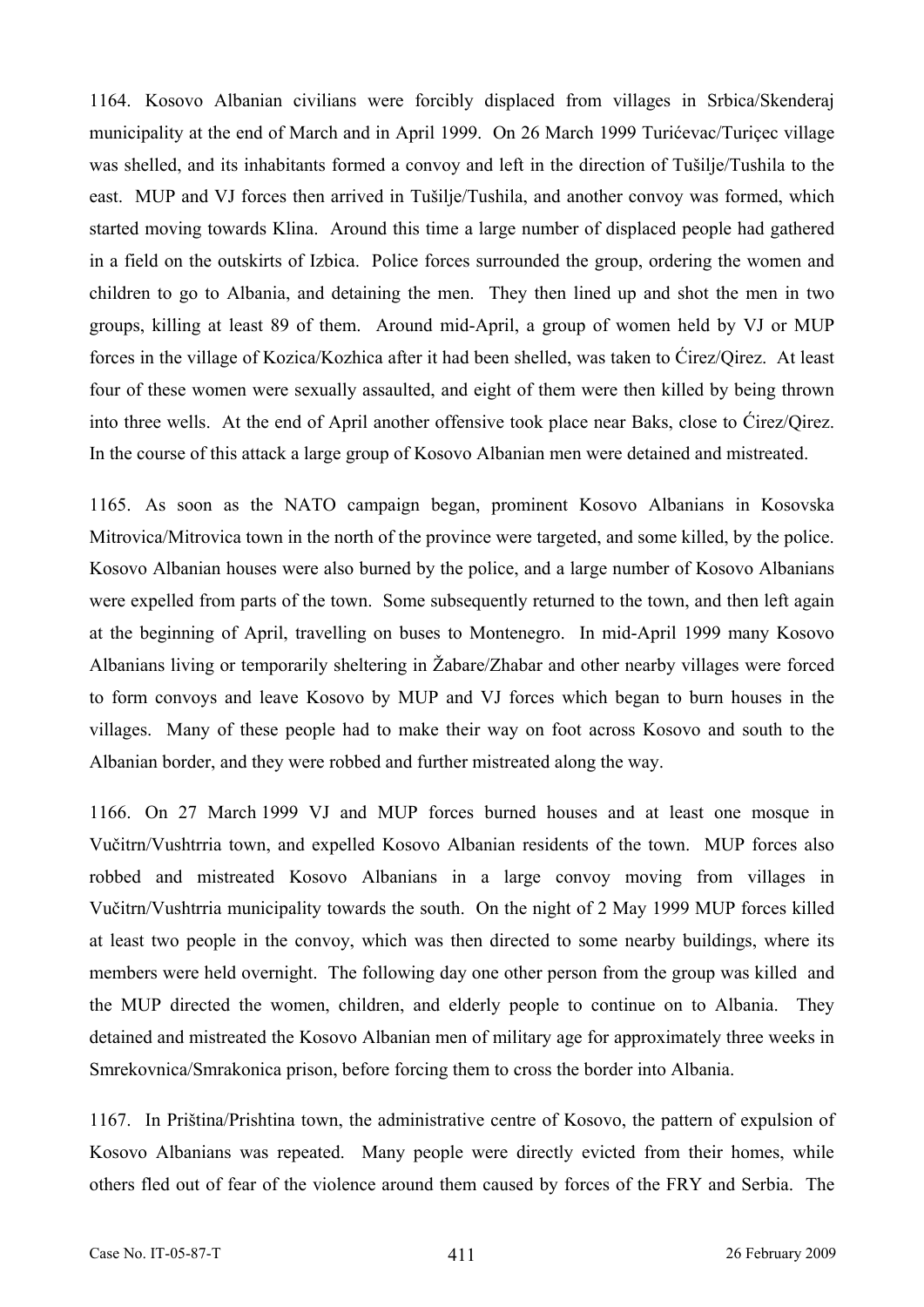1164. Kosovo Albanian civilians were forcibly displaced from villages in Srbica/Skenderaj municipality at the end of March and in April 1999. On 26 March 1999 Turićevac/Turiçec village was shelled, and its inhabitants formed a convoy and left in the direction of Tušilje/Tushila to the east. MUP and VJ forces then arrived in Tušilje/Tushila, and another convoy was formed, which started moving towards Klina. Around this time a large number of displaced people had gathered in a field on the outskirts of Izbica. Police forces surrounded the group, ordering the women and children to go to Albania, and detaining the men. They then lined up and shot the men in two groups, killing at least 89 of them. Around mid-April, a group of women held by VJ or MUP forces in the village of Kozica/Kozhica after it had been shelled, was taken to Ćirez/Qirez. At least four of these women were sexually assaulted, and eight of them were then killed by being thrown into three wells. At the end of April another offensive took place near Baks, close to Ćirez/Qirez. In the course of this attack a large group of Kosovo Albanian men were detained and mistreated.

1165. As soon as the NATO campaign began, prominent Kosovo Albanians in Kosovska Mitrovica/Mitrovica town in the north of the province were targeted, and some killed, by the police. Kosovo Albanian houses were also burned by the police, and a large number of Kosovo Albanians were expelled from parts of the town. Some subsequently returned to the town, and then left again at the beginning of April, travelling on buses to Montenegro. In mid-April 1999 many Kosovo Albanians living or temporarily sheltering in Žabare/Zhabar and other nearby villages were forced to form convoys and leave Kosovo by MUP and VJ forces which began to burn houses in the villages. Many of these people had to make their way on foot across Kosovo and south to the Albanian border, and they were robbed and further mistreated along the way.

1166. On 27 March 1999 VJ and MUP forces burned houses and at least one mosque in Vučitrn/Vushtrria town, and expelled Kosovo Albanian residents of the town. MUP forces also robbed and mistreated Kosovo Albanians in a large convoy moving from villages in Vučitrn/Vushtrria municipality towards the south. On the night of 2 May 1999 MUP forces killed at least two people in the convoy, which was then directed to some nearby buildings, where its members were held overnight. The following day one other person from the group was killed and the MUP directed the women, children, and elderly people to continue on to Albania. They detained and mistreated the Kosovo Albanian men of military age for approximately three weeks in Smrekovnica/Smrakonica prison, before forcing them to cross the border into Albania.

1167. In Priština/Prishtina town, the administrative centre of Kosovo, the pattern of expulsion of Kosovo Albanians was repeated. Many people were directly evicted from their homes, while others fled out of fear of the violence around them caused by forces of the FRY and Serbia. The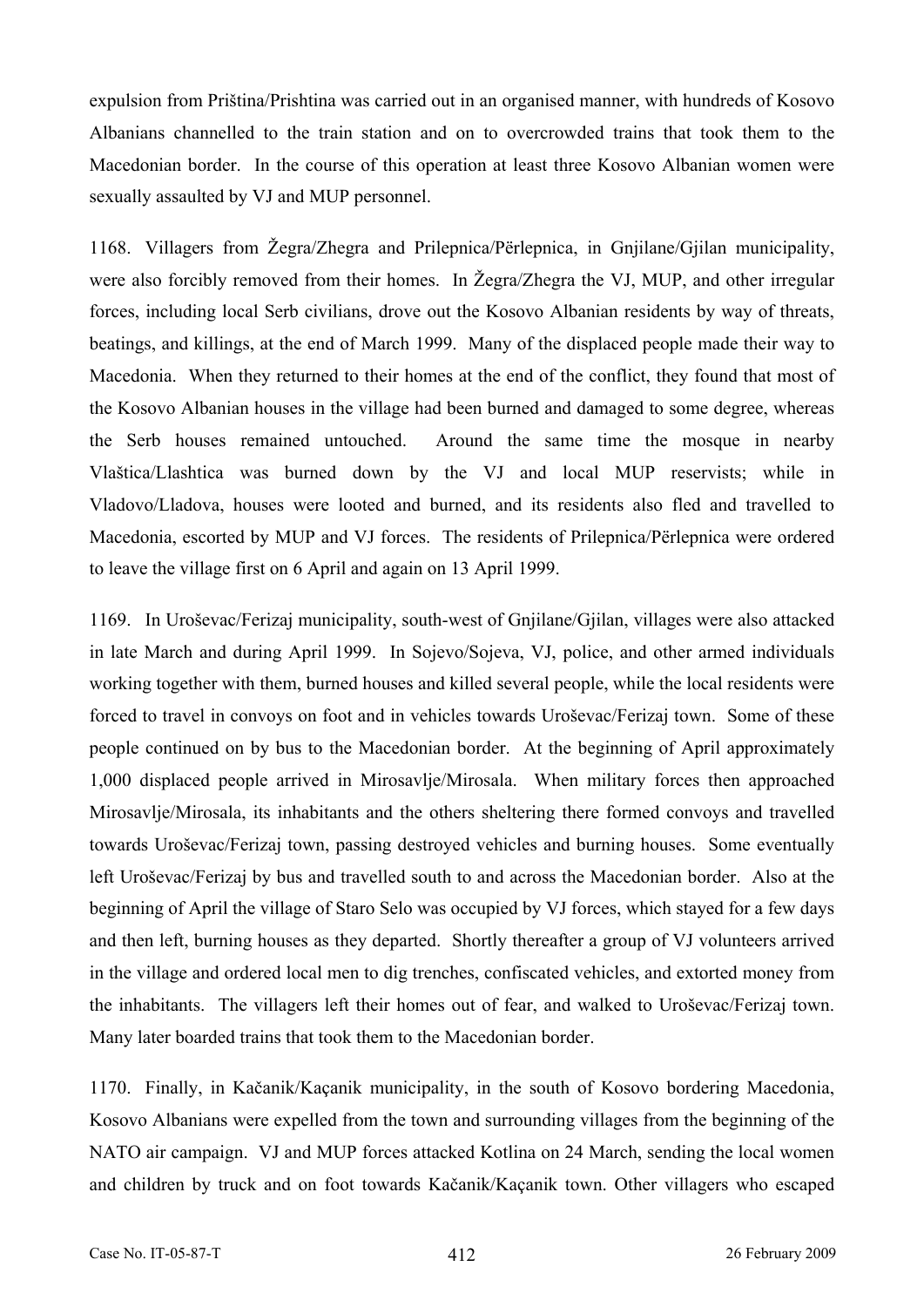expulsion from Priština/Prishtina was carried out in an organised manner, with hundreds of Kosovo Albanians channelled to the train station and on to overcrowded trains that took them to the Macedonian border. In the course of this operation at least three Kosovo Albanian women were sexually assaulted by VJ and MUP personnel.

1168. Villagers from Žegra/Zhegra and Prilepnica/Përlepnica, in Gnjilane/Gjilan municipality, were also forcibly removed from their homes. In Žegra/Zhegra the VJ, MUP, and other irregular forces, including local Serb civilians, drove out the Kosovo Albanian residents by way of threats, beatings, and killings, at the end of March 1999. Many of the displaced people made their way to Macedonia. When they returned to their homes at the end of the conflict, they found that most of the Kosovo Albanian houses in the village had been burned and damaged to some degree, whereas the Serb houses remained untouched. Around the same time the mosque in nearby Vlaštica/Llashtica was burned down by the VJ and local MUP reservists; while in Vladovo/Lladova, houses were looted and burned, and its residents also fled and travelled to Macedonia, escorted by MUP and VJ forces. The residents of Prilepnica/Përlepnica were ordered to leave the village first on 6 April and again on 13 April 1999.

1169. In Uroševac/Ferizaj municipality, south-west of Gnjilane/Gjilan, villages were also attacked in late March and during April 1999. In Sojevo/Sojeva, VJ, police, and other armed individuals working together with them, burned houses and killed several people, while the local residents were forced to travel in convoys on foot and in vehicles towards Uroševac/Ferizaj town. Some of these people continued on by bus to the Macedonian border. At the beginning of April approximately 1,000 displaced people arrived in Mirosavlje/Mirosala. When military forces then approached Mirosavlje/Mirosala, its inhabitants and the others sheltering there formed convoys and travelled towards Uroševac/Ferizaj town, passing destroyed vehicles and burning houses. Some eventually left Uroševac/Ferizaj by bus and travelled south to and across the Macedonian border. Also at the beginning of April the village of Staro Selo was occupied by VJ forces, which stayed for a few days and then left, burning houses as they departed. Shortly thereafter a group of VJ volunteers arrived in the village and ordered local men to dig trenches, confiscated vehicles, and extorted money from the inhabitants. The villagers left their homes out of fear, and walked to Uroševac/Ferizaj town. Many later boarded trains that took them to the Macedonian border.

1170. Finally, in Kačanik/Kaçanik municipality, in the south of Kosovo bordering Macedonia, Kosovo Albanians were expelled from the town and surrounding villages from the beginning of the NATO air campaign. VJ and MUP forces attacked Kotlina on 24 March, sending the local women and children by truck and on foot towards Kačanik/Kaçanik town. Other villagers who escaped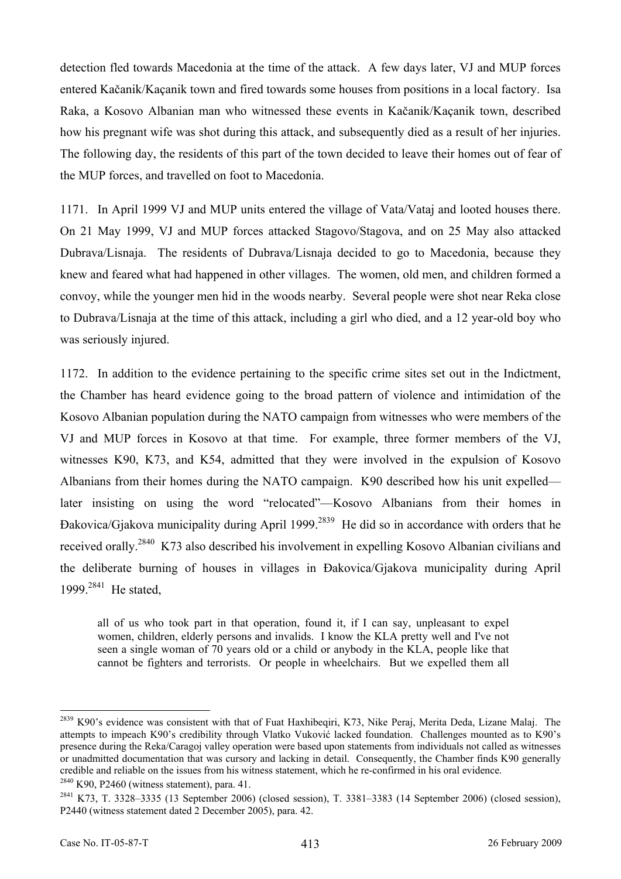detection fled towards Macedonia at the time of the attack. A few days later, VJ and MUP forces entered Kačanik/Kaçanik town and fired towards some houses from positions in a local factory. Isa Raka, a Kosovo Albanian man who witnessed these events in Kačanik/Kaçanik town, described how his pregnant wife was shot during this attack, and subsequently died as a result of her injuries. The following day, the residents of this part of the town decided to leave their homes out of fear of the MUP forces, and travelled on foot to Macedonia.

1171. In April 1999 VJ and MUP units entered the village of Vata/Vataj and looted houses there. On 21 May 1999, VJ and MUP forces attacked Stagovo/Stagova, and on 25 May also attacked Dubrava/Lisnaja. The residents of Dubrava/Lisnaja decided to go to Macedonia, because they knew and feared what had happened in other villages. The women, old men, and children formed a convoy, while the younger men hid in the woods nearby. Several people were shot near Reka close to Dubrava/Lisnaja at the time of this attack, including a girl who died, and a 12 year-old boy who was seriously injured.

1172. In addition to the evidence pertaining to the specific crime sites set out in the Indictment, the Chamber has heard evidence going to the broad pattern of violence and intimidation of the Kosovo Albanian population during the NATO campaign from witnesses who were members of the VJ and MUP forces in Kosovo at that time. For example, three former members of the VJ, witnesses K90, K73, and K54, admitted that they were involved in the expulsion of Kosovo Albanians from their homes during the NATO campaign. K90 described how his unit expelled—later insisting on using the word "relocated"—Kosovo Albanians from their homes in Đakovica/Gjakova municipality during April 1999.[2839] He did so in accordance with orders that he received orally.[2840] K73 also described his involvement in expelling Kosovo Albanian civilians and the deliberate burning of houses in villages in Đakovica/Gjakova municipality during April 1999.[2841] He stated,

> all of us who took part in that operation, found it, if I can say, unpleasant to expel women, children, elderly persons and invalids. I know the KLA pretty well and I've not seen a single woman of 70 years old or a child or anybody in the KLA, people like that cannot be fighters and terrorists. Or people in wheelchairs. But we expelled them all

---

[2839] K90's evidence was consistent with that of Fuat Haxhibeqiri, K73, Nike Peraj, Merita Deda, Lizane Malaj. The attempts to impeach K90's credibility through Vlatko Vuković lacked foundation. Challenges mounted as to K90's presence during the Reka/Caragoj valley operation were based upon statements from individuals not called as witnesses or unadmitted documentation that was cursory and lacking in detail. Consequently, the Chamber finds K90 generally credible and reliable on the issues from his witness statement, which he re-confirmed in his oral evidence.

[2840] K90, P2460 (witness statement), para. 41.

[2841] K73, T. 3328–3335 (13 September 2006) (closed session), T. 3381–3383 (14 September 2006) (closed session), P2440 (witness statement dated 2 December 2005), para. 42.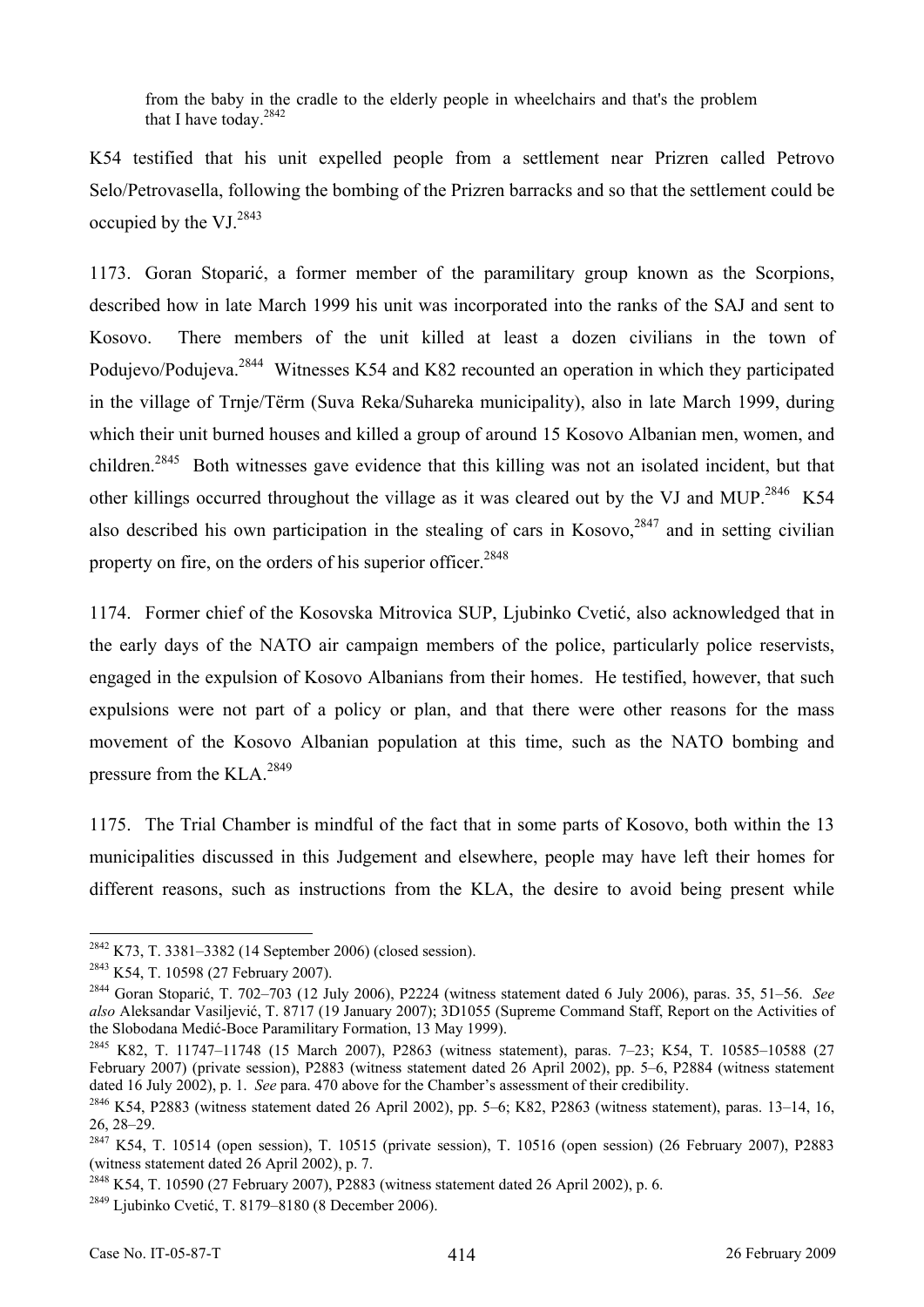> from the baby in the cradle to the elderly people in wheelchairs and that's the problem that I have today.[2842]

K54 testified that his unit expelled people from a settlement near Prizren called Petrovo Selo/Petrovasella, following the bombing of the Prizren barracks and so that the settlement could be occupied by the VJ.[2843]

1173. Goran Stoparić, a former member of the paramilitary group known as the Scorpions, described how in late March 1999 his unit was incorporated into the ranks of the SAJ and sent to Kosovo. There members of the unit killed at least a dozen civilians in the town of Podujevo/Podujeva.[2844] Witnesses K54 and K82 recounted an operation in which they participated in the village of Trnje/Tërm (Suva Reka/Suhareka municipality), also in late March 1999, during which their unit burned houses and killed a group of around 15 Kosovo Albanian men, women, and children.[2845] Both witnesses gave evidence that this killing was not an isolated incident, but that other killings occurred throughout the village as it was cleared out by the VJ and MUP.[2846] K54 also described his own participation in the stealing of cars in Kosovo,[2847] and in setting civilian property on fire, on the orders of his superior officer.[2848]

1174. Former chief of the Kosovska Mitrovica SUP, Ljubinko Cvetić, also acknowledged that in the early days of the NATO air campaign members of the police, particularly police reservists, engaged in the expulsion of Kosovo Albanians from their homes. He testified, however, that such expulsions were not part of a policy or plan, and that there were other reasons for the mass movement of the Kosovo Albanian population at this time, such as the NATO bombing and pressure from the KLA.[2849]

1175. The Trial Chamber is mindful of the fact that in some parts of Kosovo, both within the 13 municipalities discussed in this Judgement and elsewhere, people may have left their homes for different reasons, such as instructions from the KLA, the desire to avoid being present while

---

[2842] K73, T. 3381–3382 (14 September 2006) (closed session).

[2843] K54, T. 10598 (27 February 2007).

[2844] Goran Stoparić, T. 702–703 (12 July 2006), P2224 (witness statement dated 6 July 2006), paras. 35, 51–56. *See also* Aleksandar Vasiljević, T. 8717 (19 January 2007); 3D1055 (Supreme Command Staff, Report on the Activities of the Slobodana Medić-Boce Paramilitary Formation, 13 May 1999).

[2845] K82, T. 11747–11748 (15 March 2007), P2863 (witness statement), paras. 7–23; K54, T. 10585–10588 (27 February 2007) (private session), P2883 (witness statement dated 26 April 2002), pp. 5–6, P2884 (witness statement dated 16 July 2002), p. 1. *See* para. 470 above for the Chamber's assessment of their credibility.

[2846] K54, P2883 (witness statement dated 26 April 2002), pp. 5–6; K82, P2863 (witness statement), paras. 13–14, 16, 26, 28–29.

[2847] K54, T. 10514 (open session), T. 10515 (private session), T. 10516 (open session) (26 February 2007), P2883 (witness statement dated 26 April 2002), p. 7.

[2848] K54, T. 10590 (27 February 2007), P2883 (witness statement dated 26 April 2002), p. 6.

[2849] Ljubinko Cvetić, T. 8179–8180 (8 December 2006).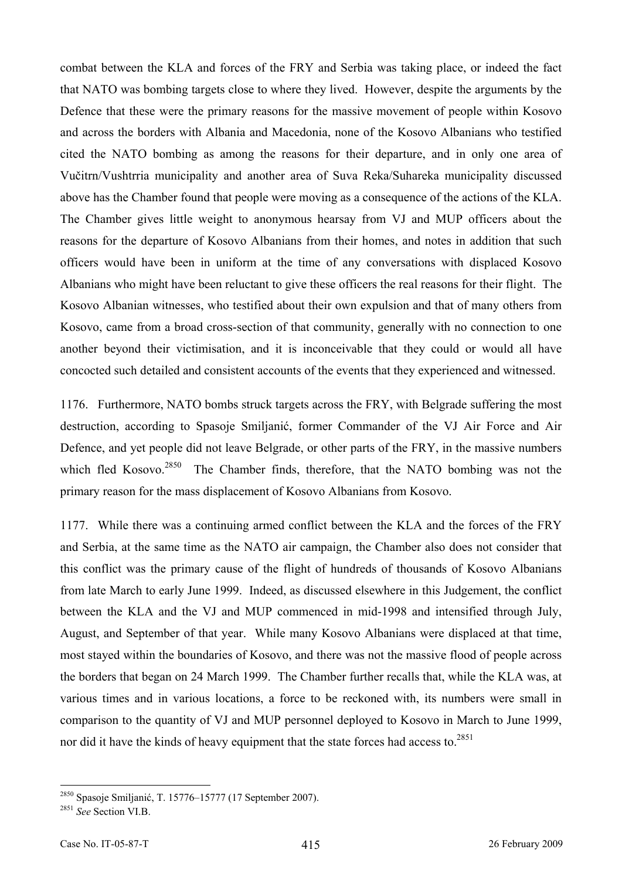combat between the KLA and forces of the FRY and Serbia was taking place, or indeed the fact that NATO was bombing targets close to where they lived. However, despite the arguments by the Defence that these were the primary reasons for the massive movement of people within Kosovo and across the borders with Albania and Macedonia, none of the Kosovo Albanians who testified cited the NATO bombing as among the reasons for their departure, and in only one area of Vučitrn/Vushtrria municipality and another area of Suva Reka/Suhareka municipality discussed above has the Chamber found that people were moving as a consequence of the actions of the KLA. The Chamber gives little weight to anonymous hearsay from VJ and MUP officers about the reasons for the departure of Kosovo Albanians from their homes, and notes in addition that such officers would have been in uniform at the time of any conversations with displaced Kosovo Albanians who might have been reluctant to give these officers the real reasons for their flight. The Kosovo Albanian witnesses, who testified about their own expulsion and that of many others from Kosovo, came from a broad cross-section of that community, generally with no connection to one another beyond their victimisation, and it is inconceivable that they could or would all have concocted such detailed and consistent accounts of the events that they experienced and witnessed.

1176. Furthermore, NATO bombs struck targets across the FRY, with Belgrade suffering the most destruction, according to Spasoje Smiljanić, former Commander of the VJ Air Force and Air Defence, and yet people did not leave Belgrade, or other parts of the FRY, in the massive numbers which fled Kosovo.[2850] The Chamber finds, therefore, that the NATO bombing was not the primary reason for the mass displacement of Kosovo Albanians from Kosovo.

1177. While there was a continuing armed conflict between the KLA and the forces of the FRY and Serbia, at the same time as the NATO air campaign, the Chamber also does not consider that this conflict was the primary cause of the flight of hundreds of thousands of Kosovo Albanians from late March to early June 1999. Indeed, as discussed elsewhere in this Judgement, the conflict between the KLA and the VJ and MUP commenced in mid-1998 and intensified through July, August, and September of that year. While many Kosovo Albanians were displaced at that time, most stayed within the boundaries of Kosovo, and there was not the massive flood of people across the borders that began on 24 March 1999. The Chamber further recalls that, while the KLA was, at various times and in various locations, a force to be reckoned with, its numbers were small in comparison to the quantity of VJ and MUP personnel deployed to Kosovo in March to June 1999, nor did it have the kinds of heavy equipment that the state forces had access to.[2851]

---

[2850] Spasoje Smiljanić, T. 15776–15777 (17 September 2007).

[2851] *See* Section VI.B.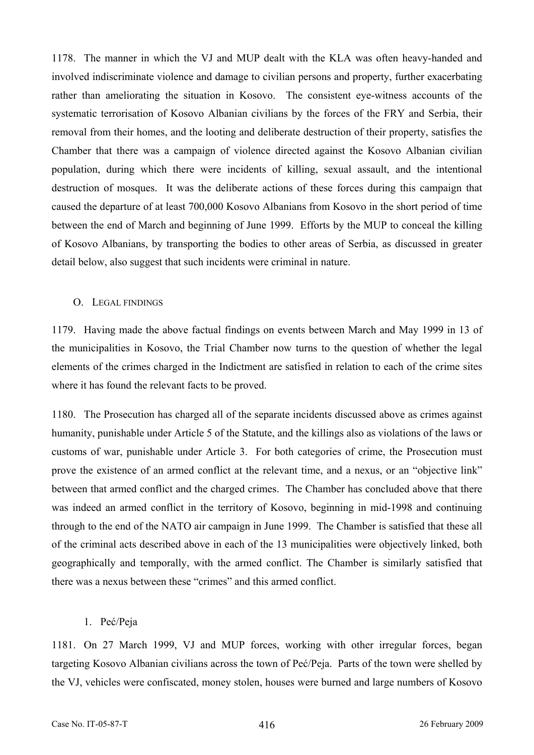1178. The manner in which the VJ and MUP dealt with the KLA was often heavy-handed and involved indiscriminate violence and damage to civilian persons and property, further exacerbating rather than ameliorating the situation in Kosovo. The consistent eye-witness accounts of the systematic terrorisation of Kosovo Albanian civilians by the forces of the FRY and Serbia, their removal from their homes, and the looting and deliberate destruction of their property, satisfies the Chamber that there was a campaign of violence directed against the Kosovo Albanian civilian population, during which there were incidents of killing, sexual assault, and the intentional destruction of mosques. It was the deliberate actions of these forces during this campaign that caused the departure of at least 700,000 Kosovo Albanians from Kosovo in the short period of time between the end of March and beginning of June 1999. Efforts by the MUP to conceal the killing of Kosovo Albanians, by transporting the bodies to other areas of Serbia, as discussed in greater detail below, also suggest that such incidents were criminal in nature.

## O. LEGAL FINDINGS

1179. Having made the above factual findings on events between March and May 1999 in 13 of the municipalities in Kosovo, the Trial Chamber now turns to the question of whether the legal elements of the crimes charged in the Indictment are satisfied in relation to each of the crime sites where it has found the relevant facts to be proved.

1180. The Prosecution has charged all of the separate incidents discussed above as crimes against humanity, punishable under Article 5 of the Statute, and the killings also as violations of the laws or customs of war, punishable under Article 3. For both categories of crime, the Prosecution must prove the existence of an armed conflict at the relevant time, and a nexus, or an "objective link" between that armed conflict and the charged crimes. The Chamber has concluded above that there was indeed an armed conflict in the territory of Kosovo, beginning in mid-1998 and continuing through to the end of the NATO air campaign in June 1999. The Chamber is satisfied that these all of the criminal acts described above in each of the 13 municipalities were objectively linked, both geographically and temporally, with the armed conflict. The Chamber is similarly satisfied that there was a nexus between these "crimes" and this armed conflict.

### 1. Peć/Peja

1181. On 27 March 1999, VJ and MUP forces, working with other irregular forces, began targeting Kosovo Albanian civilians across the town of Peć/Peja. Parts of the town were shelled by the VJ, vehicles were confiscated, money stolen, houses were burned and large numbers of Kosovo